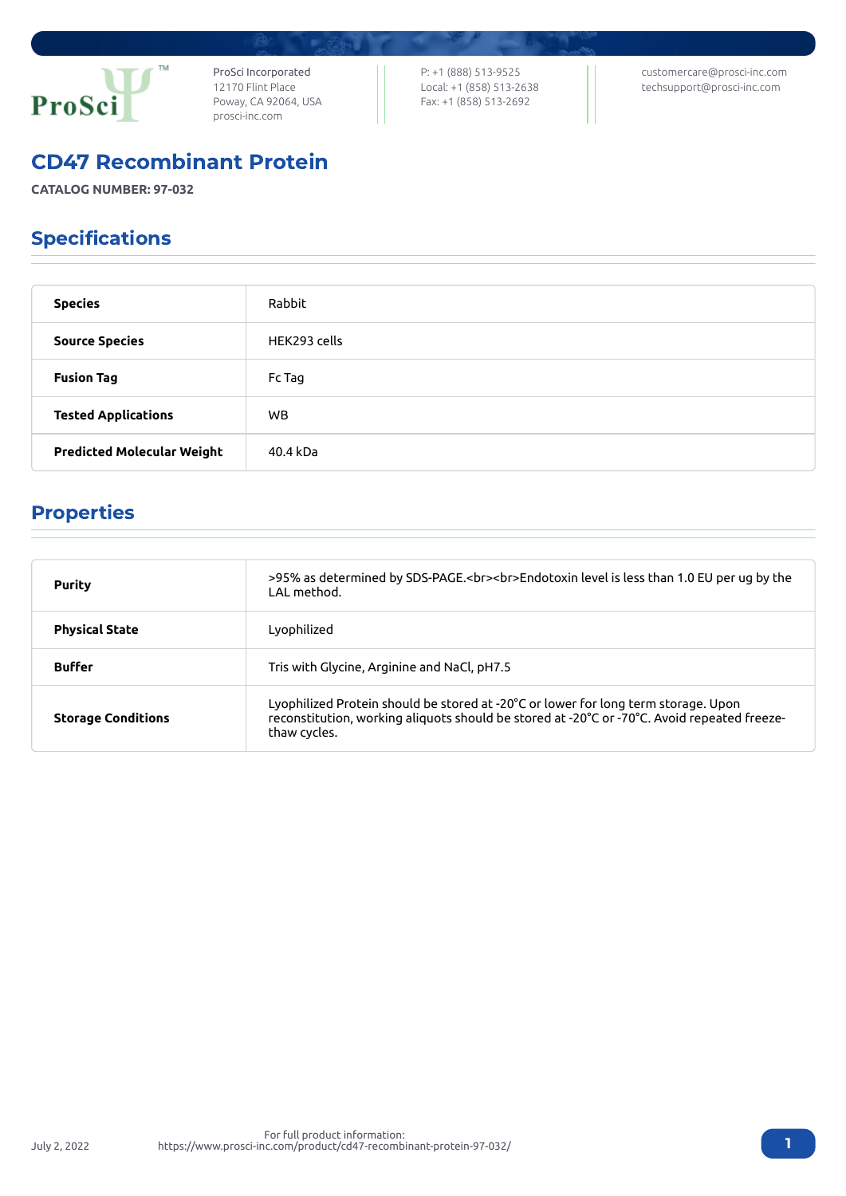ProSci Incorporated
12170 Flint Place
Poway, CA 92064, USA
prosci-inc.com

P: +1 (888) 513-9525
Local: +1 (858) 513-2638
Fax: +1 (858) 513-2692

customercare@prosci-inc.com
techsupport@prosci-inc.com

# CD47 Recombinant Protein

**CATALOG NUMBER: 97-032**

## Specifications

| | |
|---|---|
| **Species** | Rabbit |
| **Source Species** | HEK293 cells |
| **Fusion Tag** | Fc Tag |
| **Tested Applications** | WB |
| **Predicted Molecular Weight** | 40.4 kDa |

## Properties

| | |
|---|---|
| **Purity** | >95% as determined by SDS-PAGE.<br><br>Endotoxin level is less than 1.0 EU per ug by the LAL method. |
| **Physical State** | Lyophilized |
| **Buffer** | Tris with Glycine, Arginine and NaCl, pH7.5 |
| **Storage Conditions** | Lyophilized Protein should be stored at -20°C or lower for long term storage. Upon reconstitution, working aliquots should be stored at -20°C or -70°C. Avoid repeated freeze-thaw cycles. |

July 2, 2022

For full product information:
https://www.prosci-inc.com/product/cd47-recombinant-protein-97-032/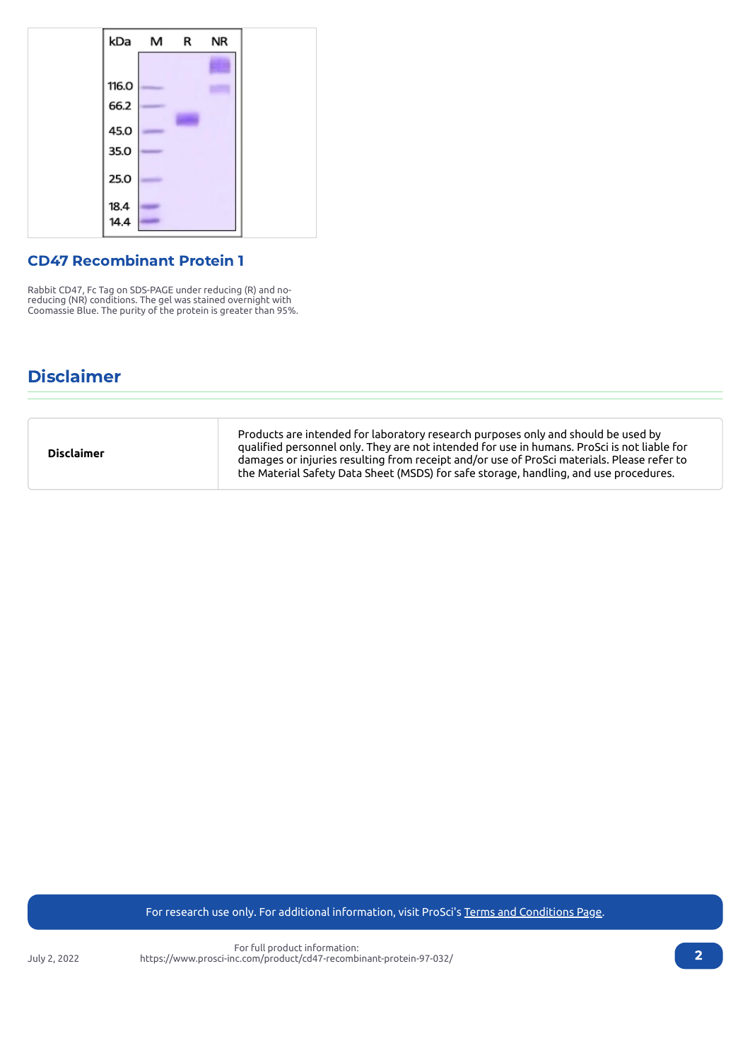kDa M R NR

116.0
66.2
45.0
35.0
25.0
18.4
14.4

## CD47 Recombinant Protein 1

Rabbit CD47, Fc Tag on SDS-PAGE under reducing (R) and no-reducing (NR) conditions. The gel was stained overnight with Coomassie Blue. The purity of the protein is greater than 95%.

## Disclaimer

| | |
|---|---|
| **Disclaimer** | Products are intended for laboratory research purposes only and should be used by qualified personnel only. They are not intended for use in humans. ProSci is not liable for damages or injuries resulting from receipt and/or use of ProSci materials. Please refer to the Material Safety Data Sheet (MSDS) for safe storage, handling, and use procedures. |

For research use only. For additional information, visit ProSci's Terms and Conditions Page.

July 2, 2022

For full product information:
https://www.prosci-inc.com/product/cd47-recombinant-protein-97-032/